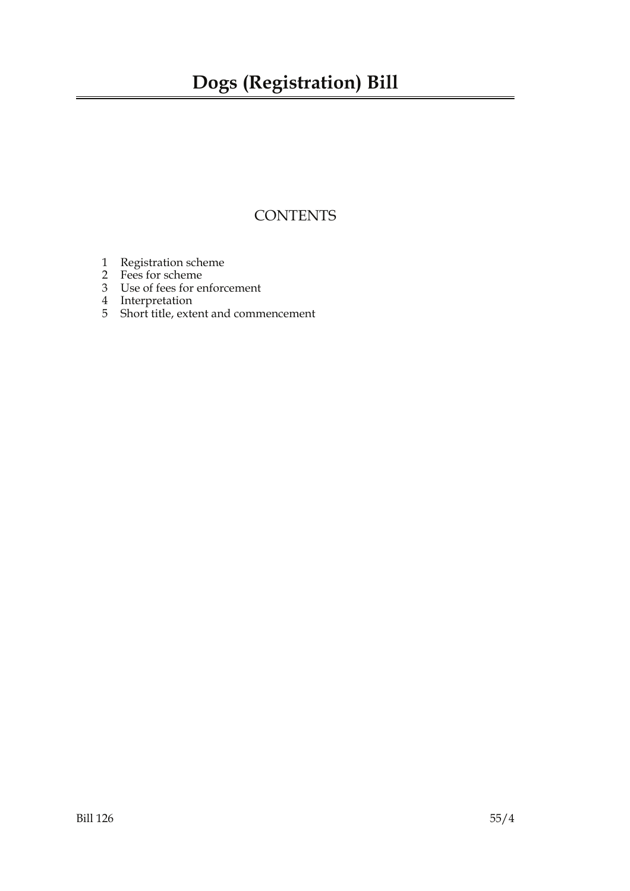# Dogs (Registration) Bill

## CONTENTS

1. Registration scheme
2. Fees for scheme
3. Use of fees for enforcement
4. Interpretation
5. Short title, extent and commencement

Bill 126 55/4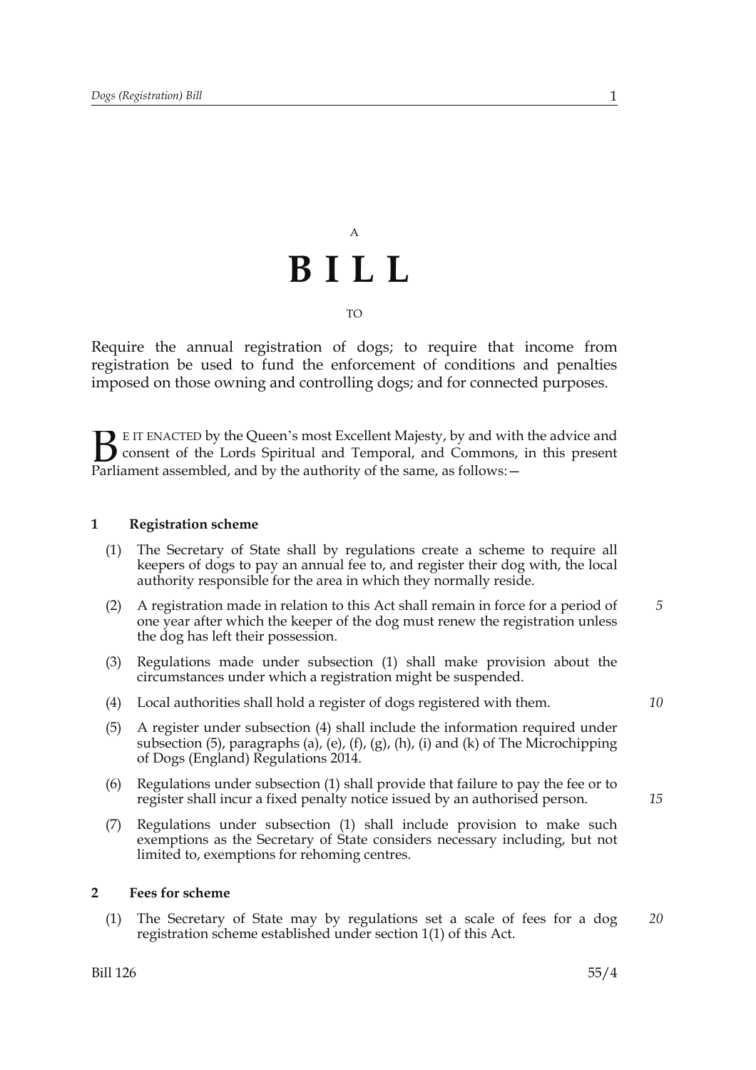A

# B I L L

TO

Require the annual registration of dogs; to require that income from registration be used to fund the enforcement of conditions and penalties imposed on those owning and controlling dogs; and for connected purposes.

BE IT ENACTED by the Queen's most Excellent Majesty, by and with the advice and consent of the Lords Spiritual and Temporal, and Commons, in this present Parliament assembled, and by the authority of the same, as follows:—

### 1 Registration scheme

(1) The Secretary of State shall by regulations create a scheme to require all keepers of dogs to pay an annual fee to, and register their dog with, the local authority responsible for the area in which they normally reside.

(2) A registration made in relation to this Act shall remain in force for a period of one year after which the keeper of the dog must renew the registration unless the dog has left their possession.

(3) Regulations made under subsection (1) shall make provision about the circumstances under which a registration might be suspended.

(4) Local authorities shall hold a register of dogs registered with them.

(5) A register under subsection (4) shall include the information required under subsection (5), paragraphs (a), (e), (f), (g), (h), (i) and (k) of The Microchipping of Dogs (England) Regulations 2014.

(6) Regulations under subsection (1) shall provide that failure to pay the fee or to register shall incur a fixed penalty notice issued by an authorised person.

(7) Regulations under subsection (1) shall include provision to make such exemptions as the Secretary of State considers necessary including, but not limited to, exemptions for rehoming centres.

### 2 Fees for scheme

(1) The Secretary of State may by regulations set a scale of fees for a dog registration scheme established under section 1(1) of this Act.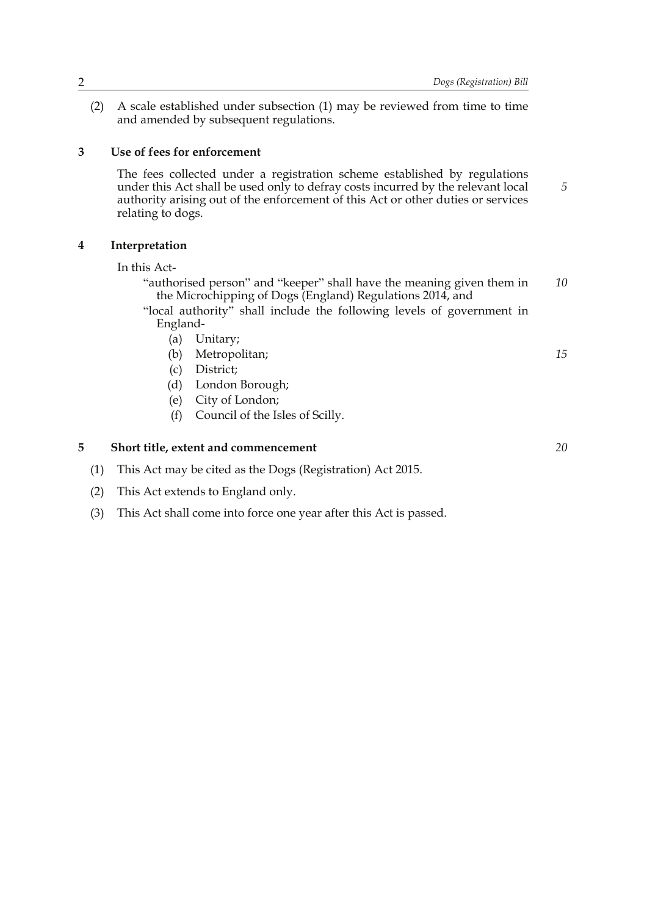(2) A scale established under subsection (1) may be reviewed from time to time and amended by subsequent regulations.

## 3 Use of fees for enforcement

The fees collected under a registration scheme established by regulations under this Act shall be used only to defray costs incurred by the relevant local authority arising out of the enforcement of this Act or other duties or services relating to dogs.

## 4 Interpretation

In this Act-

"authorised person" and "keeper" shall have the meaning given them in the Microchipping of Dogs (England) Regulations 2014, and

"local authority" shall include the following levels of government in England-

(a) Unitary;

(b) Metropolitan;

(c) District;

(d) London Borough;

(e) City of London;

(f) Council of the Isles of Scilly.

## 5 Short title, extent and commencement

(1) This Act may be cited as the Dogs (Registration) Act 2015.

(2) This Act extends to England only.

(3) This Act shall come into force one year after this Act is passed.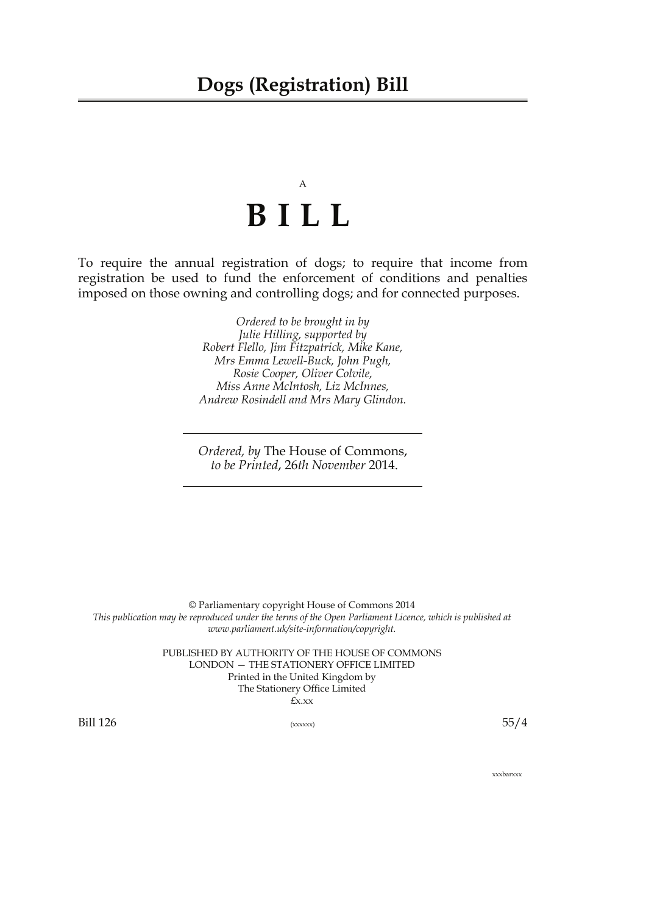# Dogs (Registration) Bill

A

# B I L L

To require the annual registration of dogs; to require that income from registration be used to fund the enforcement of conditions and penalties imposed on those owning and controlling dogs; and for connected purposes.

*Ordered to be brought in by Julie Hilling, supported by Robert Flello, Jim Fitzpatrick, Mike Kane, Mrs Emma Lewell-Buck, John Pugh, Rosie Cooper, Oliver Colvile, Miss Anne McIntosh, Liz McInnes, Andrew Rosindell and Mrs Mary Glindon.*

*Ordered, by* The House of Commons, *to be Printed*, 26*th November* 2014.

© Parliamentary copyright House of Commons 2014

*This publication may be reproduced under the terms of the Open Parliament Licence, which is published at www.parliament.uk/site-information/copyright.*

PUBLISHED BY AUTHORITY OF THE HOUSE OF COMMONS
LONDON — THE STATIONERY OFFICE LIMITED
Printed in the United Kingdom by
The Stationery Office Limited
£x.xx

Bill 126 (xxxxxx) 55/4

xxxbarxxx